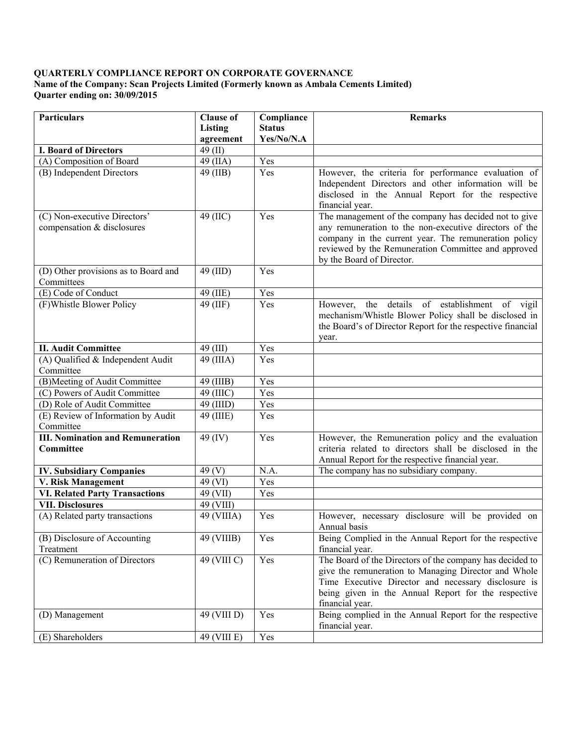**QUARTERLY COMPLIANCE REPORT ON CORPORATE GOVERNANCE**
**Name of the Company: Scan Projects Limited (Formerly known as Ambala Cements Limited)**
**Quarter ending on: 30/09/2015**

| Particulars | Clause of Listing agreement | Compliance Status Yes/No/N.A | Remarks |
|---|---|---|---|
| **I. Board of Directors** | 49 (II) | | |
| (A) Composition of Board | 49 (IIA) | Yes | |
| (B) Independent Directors | 49 (IIB) | Yes | However, the criteria for performance evaluation of Independent Directors and other information will be disclosed in the Annual Report for the respective financial year. |
| (C) Non-executive Directors' compensation & disclosures | 49 (IIC) | Yes | The management of the company has decided not to give any remuneration to the non-executive directors of the company in the current year. The remuneration policy reviewed by the Remuneration Committee and approved by the Board of Director. |
| (D) Other provisions as to Board and Committees | 49 (IID) | Yes | |
| (E) Code of Conduct | 49 (IIE) | Yes | |
| (F)Whistle Blower Policy | 49 (IIF) | Yes | However, the details of establishment of vigil mechanism/Whistle Blower Policy shall be disclosed in the Board's of Director Report for the respective financial year. |
| **II. Audit Committee** | 49 (III) | Yes | |
| (A) Qualified & Independent Audit Committee | 49 (IIIA) | Yes | |
| (B)Meeting of Audit Committee | 49 (IIIB) | Yes | |
| (C) Powers of Audit Committee | 49 (IIIC) | Yes | |
| (D) Role of Audit Committee | 49 (IIID) | Yes | |
| (E) Review of Information by Audit Committee | 49 (IIIE) | Yes | |
| **III. Nomination and Remuneration Committee** | 49 (IV) | Yes | However, the Remuneration policy and the evaluation criteria related to directors shall be disclosed in the Annual Report for the respective financial year. |
| **IV. Subsidiary Companies** | 49 (V) | N.A. | The company has no subsidiary company. |
| **V. Risk Management** | 49 (VI) | Yes | |
| **VI. Related Party Transactions** | 49 (VII) | Yes | |
| **VII. Disclosures** | 49 (VIII) | | |
| (A) Related party transactions | 49 (VIIIA) | Yes | However, necessary disclosure will be provided on Annual basis |
| (B) Disclosure of Accounting Treatment | 49 (VIIIB) | Yes | Being Complied in the Annual Report for the respective financial year. |
| (C) Remuneration of Directors | 49 (VIII C) | Yes | The Board of the Directors of the company has decided to give the remuneration to Managing Director and Whole Time Executive Director and necessary disclosure is being given in the Annual Report for the respective financial year. |
| (D) Management | 49 (VIII D) | Yes | Being complied in the Annual Report for the respective financial year. |
| (E) Shareholders | 49 (VIII E) | Yes | |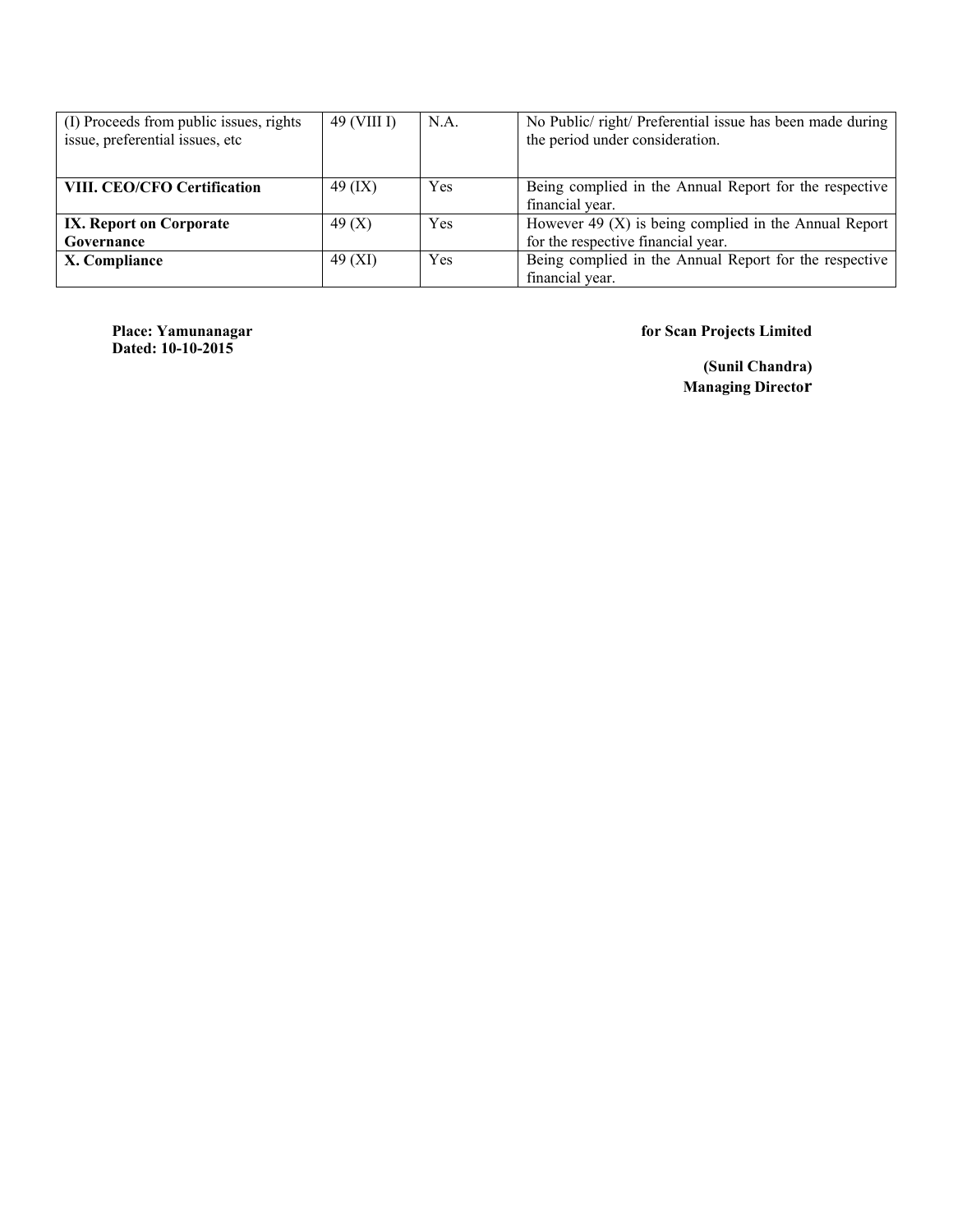| | | | |
|---|---|---|---|
| (I) Proceeds from public issues, rights issue, preferential issues, etc | 49 (VIII I) | N.A. | No Public/ right/ Preferential issue has been made during the period under consideration. |
| **VIII. CEO/CFO Certification** | 49 (IX) | Yes | Being complied in the Annual Report for the respective financial year. |
| **IX. Report on Corporate Governance** | 49 (X) | Yes | However 49 (X) is being complied in the Annual Report for the respective financial year. |
| **X. Compliance** | 49 (XI) | Yes | Being complied in the Annual Report for the respective financial year. |

**Place: Yamunanagar**
**Dated: 10-10-2015**

**for Scan Projects Limited**

**(Sunil Chandra)**
**Managing Director**